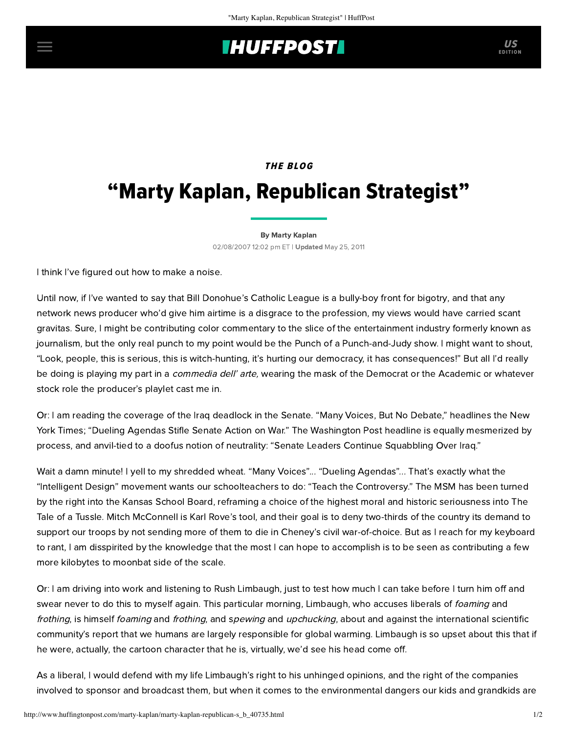*THE BLOG*

# "Marty Kaplan, Republican Strategist"

By Marty Kaplan

02/08/2007 12:02 pm ET | **Updated** May 25, 2011

I think I've figured out how to make a noise.

Until now, if I've wanted to say that Bill Donohue's Catholic League is a bully-boy front for bigotry, and that any network news producer who'd give him airtime is a disgrace to the profession, my views would have carried scant gravitas. Sure, I might be contributing color commentary to the slice of the entertainment industry formerly known as journalism, but the only real punch to my point would be the Punch of a Punch-and-Judy show. I might want to shout, "Look, people, this is serious, this is witch-hunting, it's hurting our democracy, it has consequences!" But all I'd really be doing is playing my part in a *commedia dell' arte,* wearing the mask of the Democrat or the Academic or whatever stock role the producer's playlet cast me in.

Or: I am reading the coverage of the Iraq deadlock in the Senate. "Many Voices, But No Debate," headlines the New York Times; "Dueling Agendas Stifle Senate Action on War." The Washington Post headline is equally mesmerized by process, and anvil-tied to a doofus notion of neutrality: "Senate Leaders Continue Squabbling Over Iraq."

Wait a damn minute! I yell to my shredded wheat. "Many Voices"... "Dueling Agendas"... That's exactly what the "Intelligent Design" movement wants our schoolteachers to do: "Teach the Controversy." The MSM has been turned by the right into the Kansas School Board, reframing a choice of the highest moral and historic seriousness into The Tale of a Tussle. Mitch McConnell is Karl Rove's tool, and their goal is to deny two-thirds of the country its demand to support our troops by not sending more of them to die in Cheney's civil war-of-choice. But as I reach for my keyboard to rant, I am disspirited by the knowledge that the most I can hope to accomplish is to be seen as contributing a few more kilobytes to moonbat side of the scale.

Or: I am driving into work and listening to Rush Limbaugh, just to test how much I can take before I turn him off and swear never to do this to myself again. This particular morning, Limbaugh, who accuses liberals of *foaming* and *frothing*, is himself *foaming* and *frothing*, and s*pewing* and *upchucking*, about and against the international scientific community's report that we humans are largely responsible for global warming. Limbaugh is so upset about this that if he were, actually, the cartoon character that he is, virtually, we'd see his head come off.

As a liberal, I would defend with my life Limbaugh's right to his unhinged opinions, and the right of the companies involved to sponsor and broadcast them, but when it comes to the environmental dangers our kids and grandkids are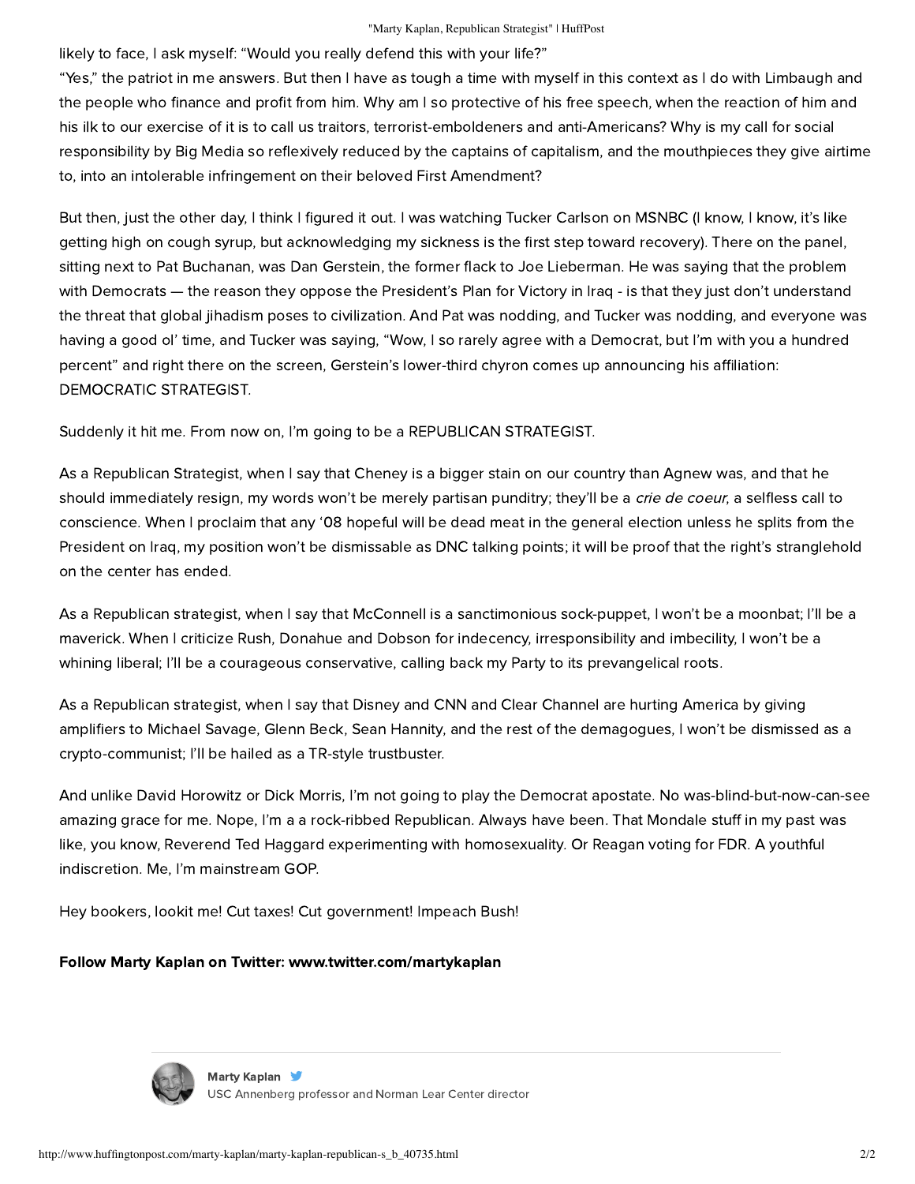likely to face, I ask myself: "Would you really defend this with your life?"

"Yes," the patriot in me answers. But then I have as tough a time with myself in this context as I do with Limbaugh and the people who finance and profit from him. Why am I so protective of his free speech, when the reaction of him and his ilk to our exercise of it is to call us traitors, terrorist-emboldeners and anti-Americans? Why is my call for social responsibility by Big Media so reflexively reduced by the captains of capitalism, and the mouthpieces they give airtime to, into an intolerable infringement on their beloved First Amendment?

But then, just the other day, I think I figured it out. I was watching Tucker Carlson on MSNBC (I know, I know, it's like getting high on cough syrup, but acknowledging my sickness is the first step toward recovery). There on the panel, sitting next to Pat Buchanan, was Dan Gerstein, the former flack to Joe Lieberman. He was saying that the problem with Democrats — the reason they oppose the President's Plan for Victory in Iraq - is that they just don't understand the threat that global jihadism poses to civilization. And Pat was nodding, and Tucker was nodding, and everyone was having a good ol' time, and Tucker was saying, "Wow, I so rarely agree with a Democrat, but I'm with you a hundred percent" and right there on the screen, Gerstein's lower-third chyron comes up announcing his affiliation: DEMOCRATIC STRATEGIST.

Suddenly it hit me. From now on, I'm going to be a REPUBLICAN STRATEGIST.

As a Republican Strategist, when I say that Cheney is a bigger stain on our country than Agnew was, and that he should immediately resign, my words won't be merely partisan punditry; they'll be a *crie de coeur*, a selfless call to conscience. When I proclaim that any '08 hopeful will be dead meat in the general election unless he splits from the President on Iraq, my position won't be dismissable as DNC talking points; it will be proof that the right's stranglehold on the center has ended.

As a Republican strategist, when I say that McConnell is a sanctimonious sock-puppet, I won't be a moonbat; I'll be a maverick. When I criticize Rush, Donahue and Dobson for indecency, irresponsibility and imbecility, I won't be a whining liberal; I'll be a courageous conservative, calling back my Party to its prevangelical roots.

As a Republican strategist, when I say that Disney and CNN and Clear Channel are hurting America by giving amplifiers to Michael Savage, Glenn Beck, Sean Hannity, and the rest of the demagogues, I won't be dismissed as a crypto-communist; I'll be hailed as a TR-style trustbuster.

And unlike David Horowitz or Dick Morris, I'm not going to play the Democrat apostate. No was-blind-but-now-can-see amazing grace for me. Nope, I'm a a rock-ribbed Republican. Always have been. That Mondale stuff in my past was like, you know, Reverend Ted Haggard experimenting with homosexuality. Or Reagan voting for FDR. A youthful indiscretion. Me, I'm mainstream GOP.

Hey bookers, lookit me! Cut taxes! Cut government! Impeach Bush!

**Follow Marty Kaplan on Twitter: www.twitter.com/martykaplan**

**Marty Kaplan**

USC Annenberg professor and Norman Lear Center director